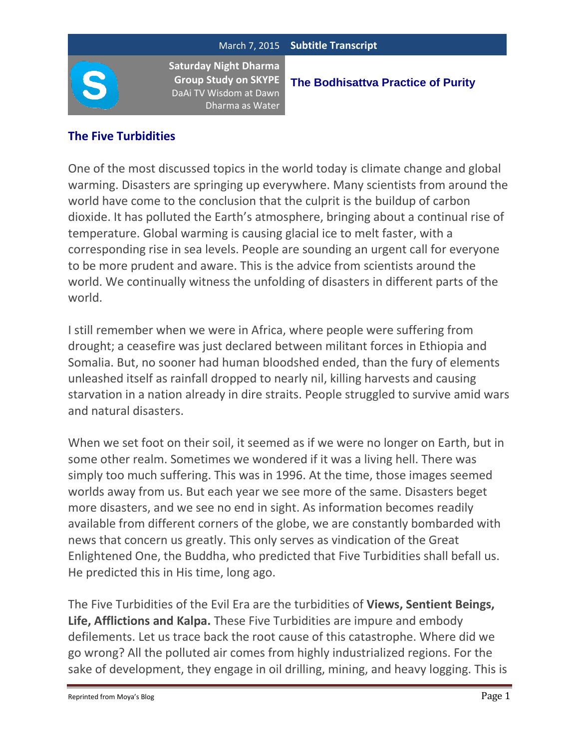March 7, 2015 **Subtitle Transcript**

**Saturday Night Dharma Group Study on SKYPE**
DaAi TV Wisdom at Dawn
Dharma as Water

**The Bodhisattva Practice of Purity**

## The Five Turbidities

One of the most discussed topics in the world today is climate change and global warming. Disasters are springing up everywhere. Many scientists from around the world have come to the conclusion that the culprit is the buildup of carbon dioxide. It has polluted the Earth's atmosphere, bringing about a continual rise of temperature. Global warming is causing glacial ice to melt faster, with a corresponding rise in sea levels. People are sounding an urgent call for everyone to be more prudent and aware. This is the advice from scientists around the world. We continually witness the unfolding of disasters in different parts of the world.

I still remember when we were in Africa, where people were suffering from drought; a ceasefire was just declared between militant forces in Ethiopia and Somalia. But, no sooner had human bloodshed ended, than the fury of elements unleashed itself as rainfall dropped to nearly nil, killing harvests and causing starvation in a nation already in dire straits. People struggled to survive amid wars and natural disasters.

When we set foot on their soil, it seemed as if we were no longer on Earth, but in some other realm. Sometimes we wondered if it was a living hell. There was simply too much suffering. This was in 1996. At the time, those images seemed worlds away from us. But each year we see more of the same. Disasters beget more disasters, and we see no end in sight. As information becomes readily available from different corners of the globe, we are constantly bombarded with news that concern us greatly. This only serves as vindication of the Great Enlightened One, the Buddha, who predicted that Five Turbidities shall befall us. He predicted this in His time, long ago.

The Five Turbidities of the Evil Era are the turbidities of **Views, Sentient Beings, Life, Afflictions and Kalpa.** These Five Turbidities are impure and embody defilements. Let us trace back the root cause of this catastrophe. Where did we go wrong? All the polluted air comes from highly industrialized regions. For the sake of development, they engage in oil drilling, mining, and heavy logging. This is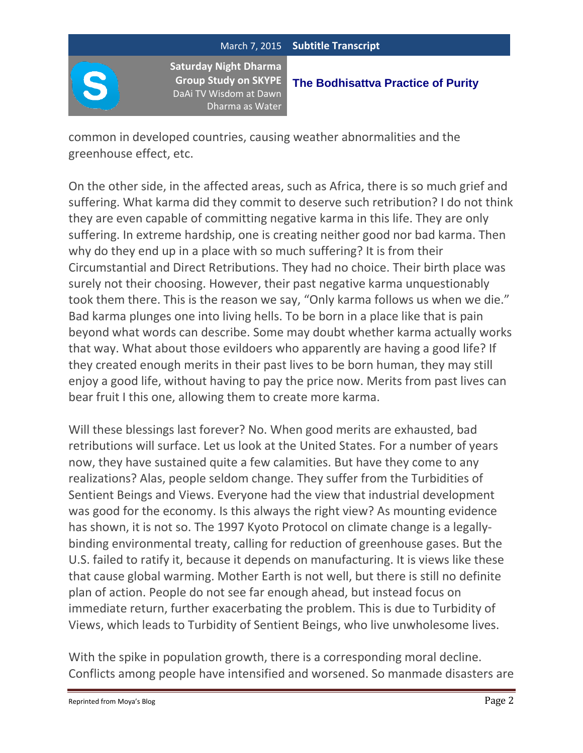common in developed countries, causing weather abnormalities and the greenhouse effect, etc.

On the other side, in the affected areas, such as Africa, there is so much grief and suffering. What karma did they commit to deserve such retribution? I do not think they are even capable of committing negative karma in this life. They are only suffering. In extreme hardship, one is creating neither good nor bad karma. Then why do they end up in a place with so much suffering? It is from their Circumstantial and Direct Retributions. They had no choice. Their birth place was surely not their choosing. However, their past negative karma unquestionably took them there. This is the reason we say, "Only karma follows us when we die." Bad karma plunges one into living hells. To be born in a place like that is pain beyond what words can describe. Some may doubt whether karma actually works that way. What about those evildoers who apparently are having a good life? If they created enough merits in their past lives to be born human, they may still enjoy a good life, without having to pay the price now. Merits from past lives can bear fruit I this one, allowing them to create more karma.

Will these blessings last forever? No. When good merits are exhausted, bad retributions will surface. Let us look at the United States. For a number of years now, they have sustained quite a few calamities. But have they come to any realizations? Alas, people seldom change. They suffer from the Turbidities of Sentient Beings and Views. Everyone had the view that industrial development was good for the economy. Is this always the right view? As mounting evidence has shown, it is not so. The 1997 Kyoto Protocol on climate change is a legally-binding environmental treaty, calling for reduction of greenhouse gases. But the U.S. failed to ratify it, because it depends on manufacturing. It is views like these that cause global warming. Mother Earth is not well, but there is still no definite plan of action. People do not see far enough ahead, but instead focus on immediate return, further exacerbating the problem. This is due to Turbidity of Views, which leads to Turbidity of Sentient Beings, who live unwholesome lives.

With the spike in population growth, there is a corresponding moral decline. Conflicts among people have intensified and worsened. So manmade disasters are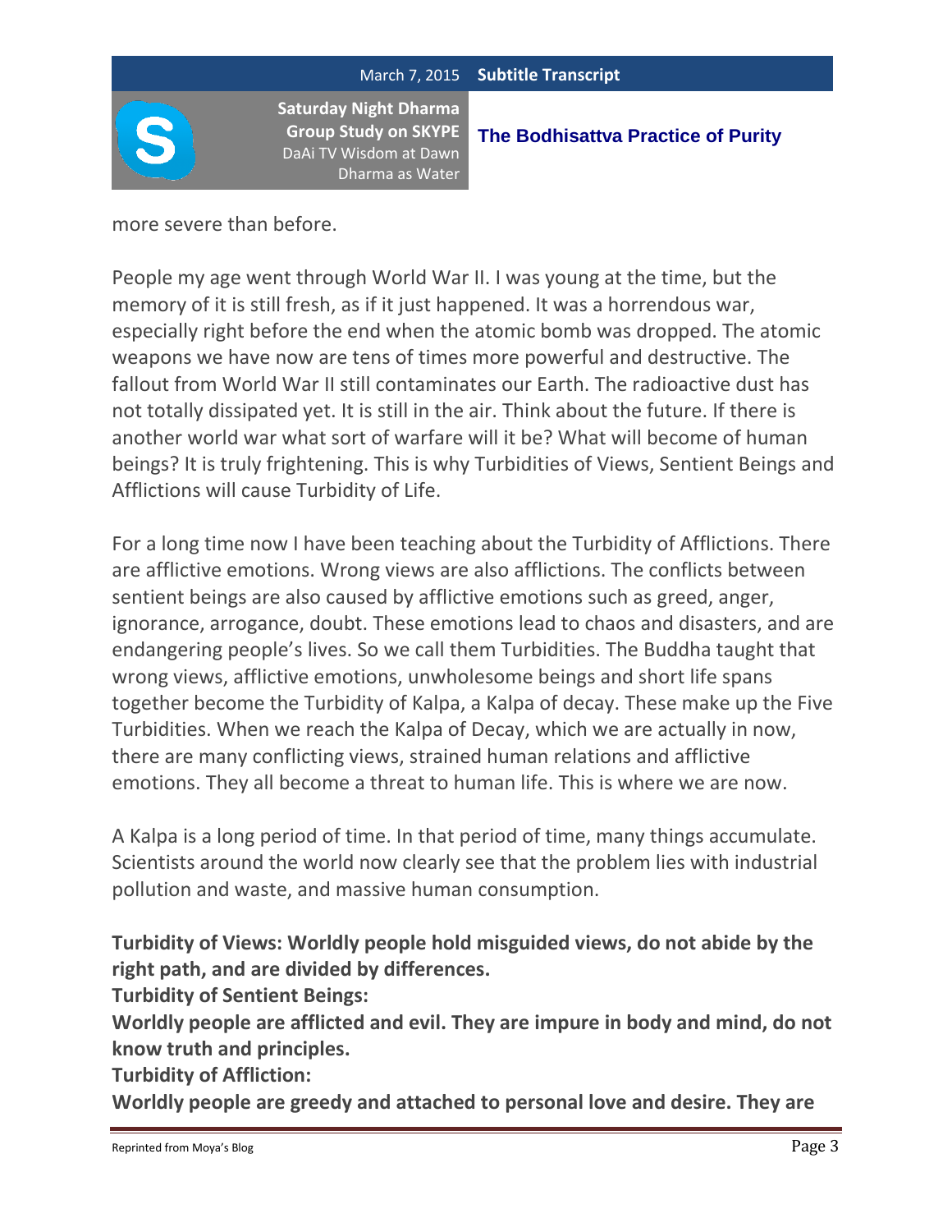more severe than before.

People my age went through World War II. I was young at the time, but the memory of it is still fresh, as if it just happened. It was a horrendous war, especially right before the end when the atomic bomb was dropped. The atomic weapons we have now are tens of times more powerful and destructive. The fallout from World War II still contaminates our Earth. The radioactive dust has not totally dissipated yet. It is still in the air. Think about the future. If there is another world war what sort of warfare will it be? What will become of human beings? It is truly frightening. This is why Turbidities of Views, Sentient Beings and Afflictions will cause Turbidity of Life.

For a long time now I have been teaching about the Turbidity of Afflictions. There are afflictive emotions. Wrong views are also afflictions. The conflicts between sentient beings are also caused by afflictive emotions such as greed, anger, ignorance, arrogance, doubt. These emotions lead to chaos and disasters, and are endangering people's lives. So we call them Turbidities. The Buddha taught that wrong views, afflictive emotions, unwholesome beings and short life spans together become the Turbidity of Kalpa, a Kalpa of decay. These make up the Five Turbidities. When we reach the Kalpa of Decay, which we are actually in now, there are many conflicting views, strained human relations and afflictive emotions. They all become a threat to human life. This is where we are now.

A Kalpa is a long period of time. In that period of time, many things accumulate. Scientists around the world now clearly see that the problem lies with industrial pollution and waste, and massive human consumption.

**Turbidity of Views: Worldly people hold misguided views, do not abide by the right path, and are divided by differences.**
**Turbidity of Sentient Beings:**
**Worldly people are afflicted and evil. They are impure in body and mind, do not know truth and principles.**
**Turbidity of Affliction:**
**Worldly people are greedy and attached to personal love and desire. They are**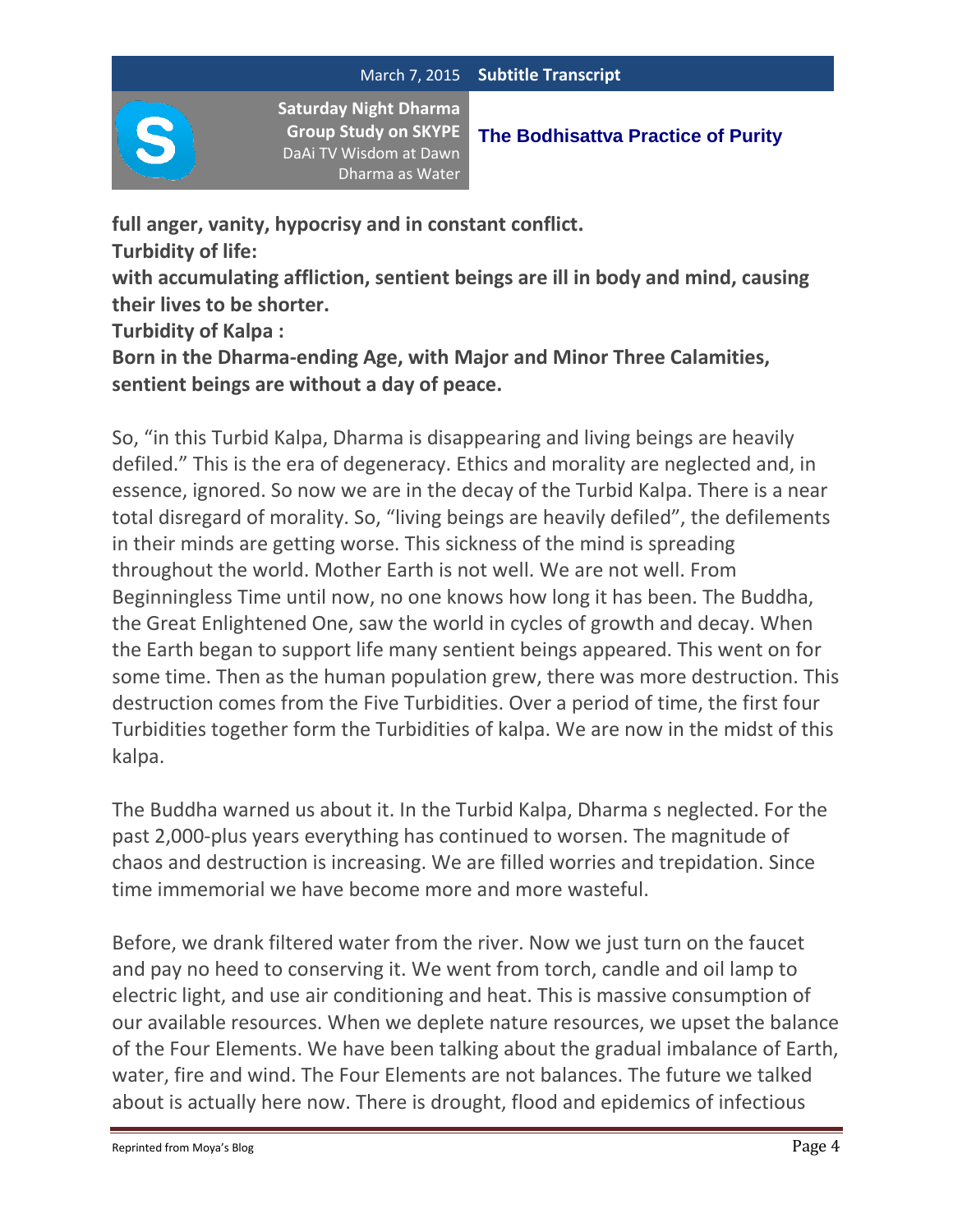**full anger, vanity, hypocrisy and in constant conflict.**
**Turbidity of life:**
**with accumulating affliction, sentient beings are ill in body and mind, causing their lives to be shorter.**
**Turbidity of Kalpa :**
**Born in the Dharma-ending Age, with Major and Minor Three Calamities, sentient beings are without a day of peace.**

So, "in this Turbid Kalpa, Dharma is disappearing and living beings are heavily defiled." This is the era of degeneracy. Ethics and morality are neglected and, in essence, ignored. So now we are in the decay of the Turbid Kalpa. There is a near total disregard of morality. So, "living beings are heavily defiled", the defilements in their minds are getting worse. This sickness of the mind is spreading throughout the world. Mother Earth is not well. We are not well. From Beginningless Time until now, no one knows how long it has been. The Buddha, the Great Enlightened One, saw the world in cycles of growth and decay. When the Earth began to support life many sentient beings appeared. This went on for some time. Then as the human population grew, there was more destruction. This destruction comes from the Five Turbidities. Over a period of time, the first four Turbidities together form the Turbidities of kalpa. We are now in the midst of this kalpa.

The Buddha warned us about it. In the Turbid Kalpa, Dharma s neglected. For the past 2,000-plus years everything has continued to worsen. The magnitude of chaos and destruction is increasing. We are filled worries and trepidation. Since time immemorial we have become more and more wasteful.

Before, we drank filtered water from the river. Now we just turn on the faucet and pay no heed to conserving it. We went from torch, candle and oil lamp to electric light, and use air conditioning and heat. This is massive consumption of our available resources. When we deplete nature resources, we upset the balance of the Four Elements. We have been talking about the gradual imbalance of Earth, water, fire and wind. The Four Elements are not balances. The future we talked about is actually here now. There is drought, flood and epidemics of infectious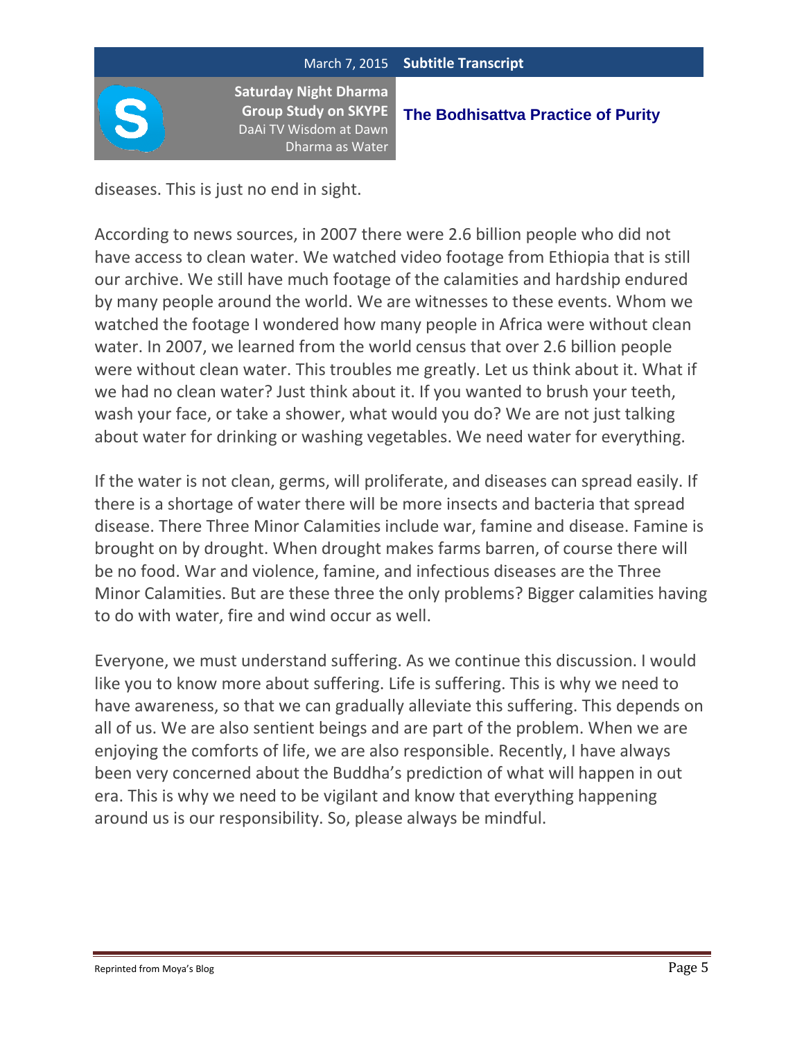diseases. This is just no end in sight.

According to news sources, in 2007 there were 2.6 billion people who did not have access to clean water. We watched video footage from Ethiopia that is still our archive. We still have much footage of the calamities and hardship endured by many people around the world. We are witnesses to these events. Whom we watched the footage I wondered how many people in Africa were without clean water. In 2007, we learned from the world census that over 2.6 billion people were without clean water. This troubles me greatly. Let us think about it. What if we had no clean water? Just think about it. If you wanted to brush your teeth, wash your face, or take a shower, what would you do? We are not just talking about water for drinking or washing vegetables. We need water for everything.

If the water is not clean, germs, will proliferate, and diseases can spread easily. If there is a shortage of water there will be more insects and bacteria that spread disease. There Three Minor Calamities include war, famine and disease. Famine is brought on by drought. When drought makes farms barren, of course there will be no food. War and violence, famine, and infectious diseases are the Three Minor Calamities. But are these three the only problems? Bigger calamities having to do with water, fire and wind occur as well.

Everyone, we must understand suffering. As we continue this discussion. I would like you to know more about suffering. Life is suffering. This is why we need to have awareness, so that we can gradually alleviate this suffering. This depends on all of us. We are also sentient beings and are part of the problem. When we are enjoying the comforts of life, we are also responsible. Recently, I have always been very concerned about the Buddha's prediction of what will happen in out era. This is why we need to be vigilant and know that everything happening around us is our responsibility. So, please always be mindful.